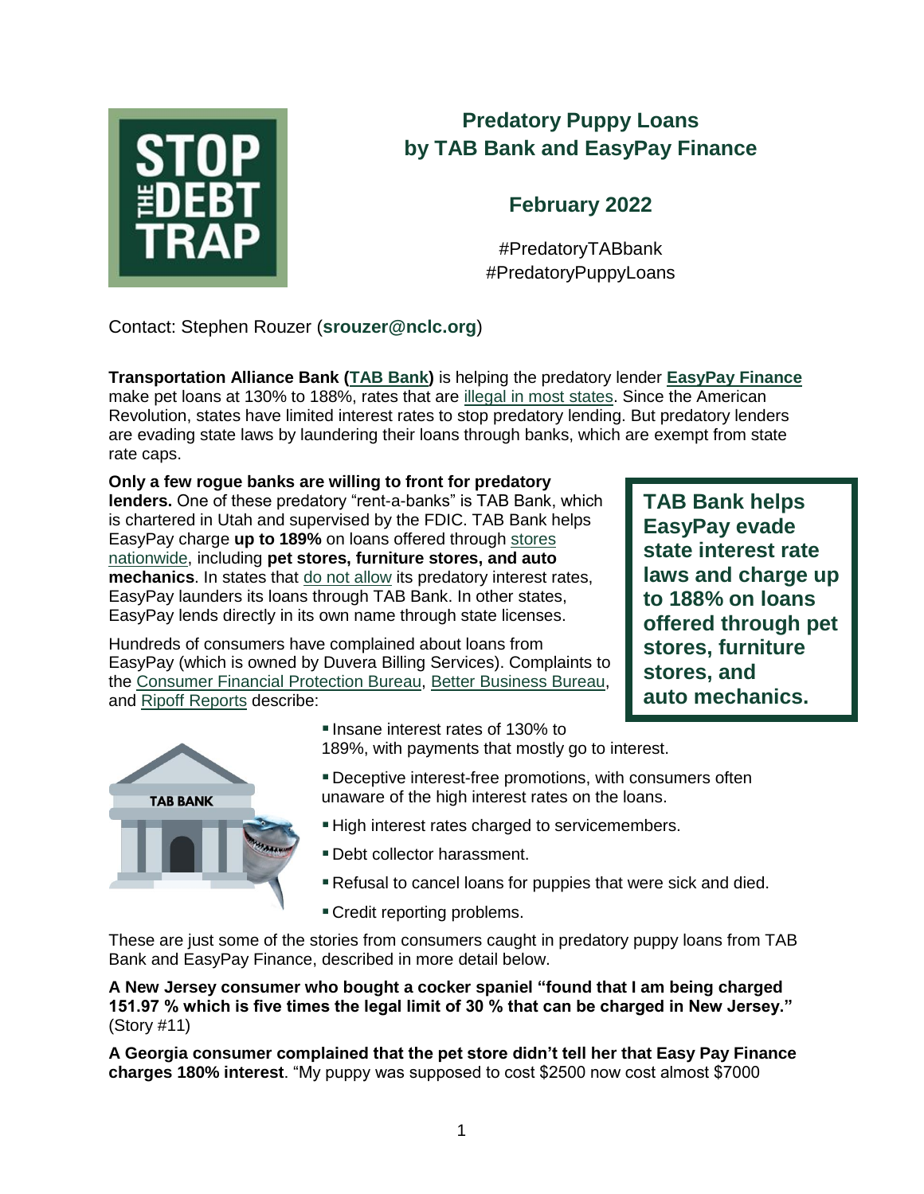# Predatory Puppy Loans by TAB Bank and EasyPay Finance

## February 2022

#PredatoryTABbank
#PredatoryPuppyLoans

Contact: Stephen Rouzer (**srouzer@nclc.org**)

**Transportation Alliance Bank (TAB Bank)** is helping the predatory lender **EasyPay Finance** make pet loans at 130% to 188%, rates that are illegal in most states. Since the American Revolution, states have limited interest rates to stop predatory lending. But predatory lenders are evading state laws by laundering their loans through banks, which are exempt from state rate caps.

**Only a few rogue banks are willing to front for predatory lenders.** One of these predatory "rent-a-banks" is TAB Bank, which is chartered in Utah and supervised by the FDIC. TAB Bank helps EasyPay charge **up to 189%** on loans offered through stores nationwide, including **pet stores, furniture stores, and auto mechanics**. In states that do not allow its predatory interest rates, EasyPay launders its loans through TAB Bank. In other states, EasyPay lends directly in its own name through state licenses.

**TAB Bank helps EasyPay evade state interest rate laws and charge up to 188% on loans offered through pet stores, furniture stores, and auto mechanics.**

Hundreds of consumers have complained about loans from EasyPay (which is owned by Duvera Billing Services). Complaints to the Consumer Financial Protection Bureau, Better Business Bureau, and Ripoff Reports describe:

- Insane interest rates of 130% to 189%, with payments that mostly go to interest.
- Deceptive interest-free promotions, with consumers often unaware of the high interest rates on the loans.
- High interest rates charged to servicemembers.
- Debt collector harassment.
- Refusal to cancel loans for puppies that were sick and died.
- Credit reporting problems.

These are just some of the stories from consumers caught in predatory puppy loans from TAB Bank and EasyPay Finance, described in more detail below.

**A New Jersey consumer who bought a cocker spaniel "found that I am being charged 151.97 % which is five times the legal limit of 30 % that can be charged in New Jersey."** (Story #11)

**A Georgia consumer complained that the pet store didn't tell her that Easy Pay Finance charges 180% interest**. "My puppy was supposed to cost $2500 now cost almost $7000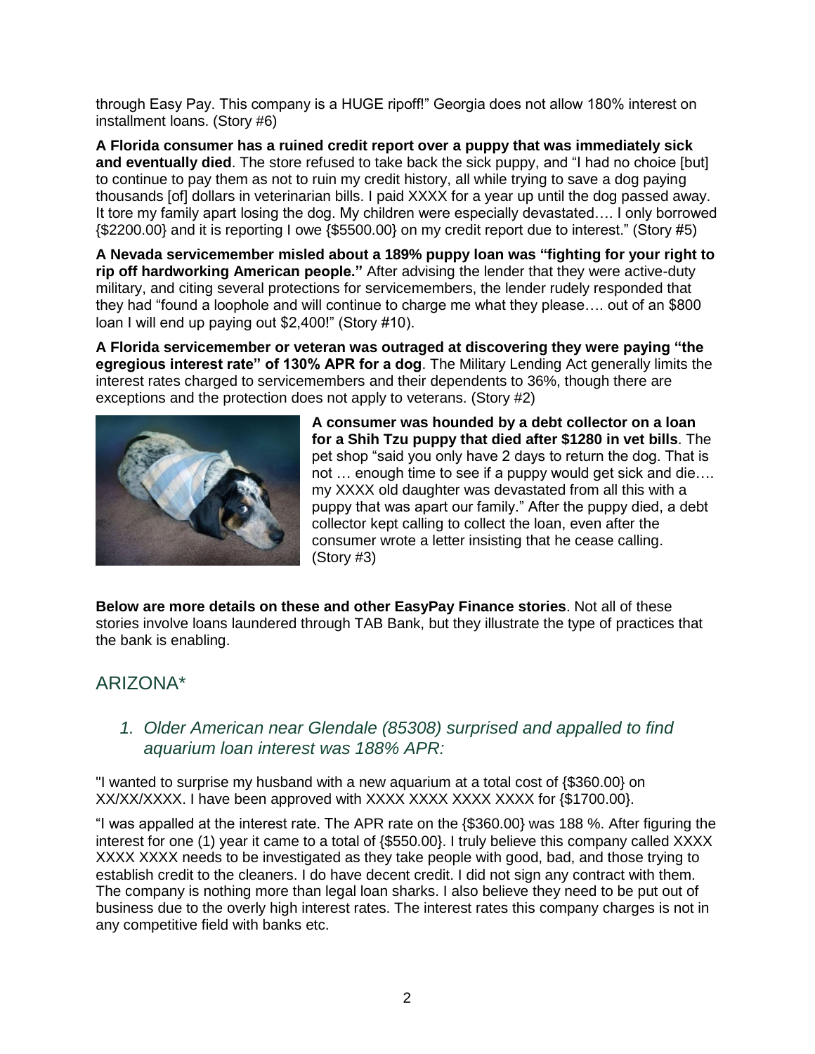through Easy Pay. This company is a HUGE ripoff!" Georgia does not allow 180% interest on installment loans. (Story #6)

**A Florida consumer has a ruined credit report over a puppy that was immediately sick and eventually died**. The store refused to take back the sick puppy, and "I had no choice [but] to continue to pay them as not to ruin my credit history, all while trying to save a dog paying thousands [of] dollars in veterinarian bills. I paid XXXX for a year up until the dog passed away. It tore my family apart losing the dog. My children were especially devastated…. I only borrowed {$2200.00} and it is reporting I owe {$5500.00} on my credit report due to interest." (Story #5)

**A Nevada servicemember misled about a 189% puppy loan was "fighting for your right to rip off hardworking American people."** After advising the lender that they were active-duty military, and citing several protections for servicemembers, the lender rudely responded that they had "found a loophole and will continue to charge me what they please…. out of an $800 loan I will end up paying out $2,400!" (Story #10).

**A Florida servicemember or veteran was outraged at discovering they were paying "the egregious interest rate" of 130% APR for a dog**. The Military Lending Act generally limits the interest rates charged to servicemembers and their dependents to 36%, though there are exceptions and the protection does not apply to veterans. (Story #2)

**A consumer was hounded by a debt collector on a loan for a Shih Tzu puppy that died after $1280 in vet bills**. The pet shop "said you only have 2 days to return the dog. That is not … enough time to see if a puppy would get sick and die…. my XXXX old daughter was devastated from all this with a puppy that was apart our family." After the puppy died, a debt collector kept calling to collect the loan, even after the consumer wrote a letter insisting that he cease calling. (Story #3)

**Below are more details on these and other EasyPay Finance stories**. Not all of these stories involve loans laundered through TAB Bank, but they illustrate the type of practices that the bank is enabling.

## ARIZONA*

### *1. Older American near Glendale (85308) surprised and appalled to find aquarium loan interest was 188% APR:*

"I wanted to surprise my husband with a new aquarium at a total cost of {$360.00} on XX/XX/XXXX. I have been approved with XXXX XXXX XXXX XXXX for {$1700.00}.

"I was appalled at the interest rate. The APR rate on the {$360.00} was 188 %. After figuring the interest for one (1) year it came to a total of {$550.00}. I truly believe this company called XXXX XXXX XXXX needs to be investigated as they take people with good, bad, and those trying to establish credit to the cleaners. I do have decent credit. I did not sign any contract with them. The company is nothing more than legal loan sharks. I also believe they need to be put out of business due to the overly high interest rates. The interest rates this company charges is not in any competitive field with banks etc.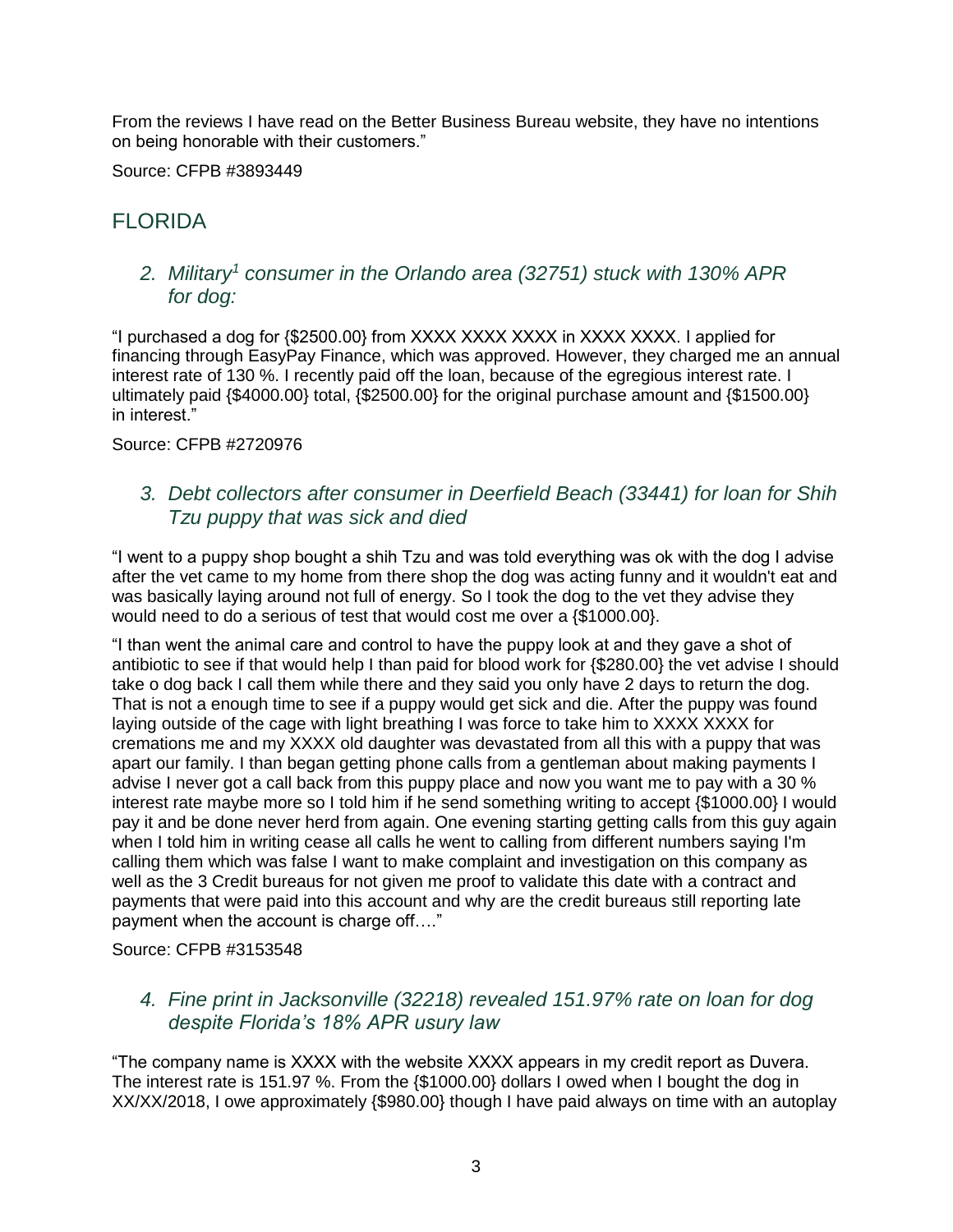From the reviews I have read on the Better Business Bureau website, they have no intentions on being honorable with their customers."

Source: CFPB #3893449

## FLORIDA

### *2. Military[1] consumer in the Orlando area (32751) stuck with 130% APR for dog:*

"I purchased a dog for {$2500.00} from XXXX XXXX XXXX in XXXX XXXX. I applied for financing through EasyPay Finance, which was approved. However, they charged me an annual interest rate of 130 %. I recently paid off the loan, because of the egregious interest rate. I ultimately paid {$4000.00} total, {$2500.00} for the original purchase amount and {$1500.00} in interest."

Source: CFPB #2720976

### *3. Debt collectors after consumer in Deerfield Beach (33441) for loan for Shih Tzu puppy that was sick and died*

"I went to a puppy shop bought a shih Tzu and was told everything was ok with the dog I advise after the vet came to my home from there shop the dog was acting funny and it wouldn't eat and was basically laying around not full of energy. So I took the dog to the vet they advise they would need to do a serious of test that would cost me over a {$1000.00}.

"I than went the animal care and control to have the puppy look at and they gave a shot of antibiotic to see if that would help I than paid for blood work for {$280.00} the vet advise I should take o dog back I call them while there and they said you only have 2 days to return the dog. That is not a enough time to see if a puppy would get sick and die. After the puppy was found laying outside of the cage with light breathing I was force to take him to XXXX XXXX for cremations me and my XXXX old daughter was devastated from all this with a puppy that was apart our family. I than began getting phone calls from a gentleman about making payments I advise I never got a call back from this puppy place and now you want me to pay with a 30 % interest rate maybe more so I told him if he send something writing to accept {$1000.00} I would pay it and be done never herd from again. One evening starting getting calls from this guy again when I told him in writing cease all calls he went to calling from different numbers saying I'm calling them which was false I want to make complaint and investigation on this company as well as the 3 Credit bureaus for not given me proof to validate this date with a contract and payments that were paid into this account and why are the credit bureaus still reporting late payment when the account is charge off…."

Source: CFPB #3153548

### *4. Fine print in Jacksonville (32218) revealed 151.97% rate on loan for dog despite Florida's 18% APR usury law*

"The company name is XXXX with the website XXXX appears in my credit report as Duvera. The interest rate is 151.97 %. From the {$1000.00} dollars I owed when I bought the dog in XX/XX/2018, I owe approximately {$980.00} though I have paid always on time with an autoplay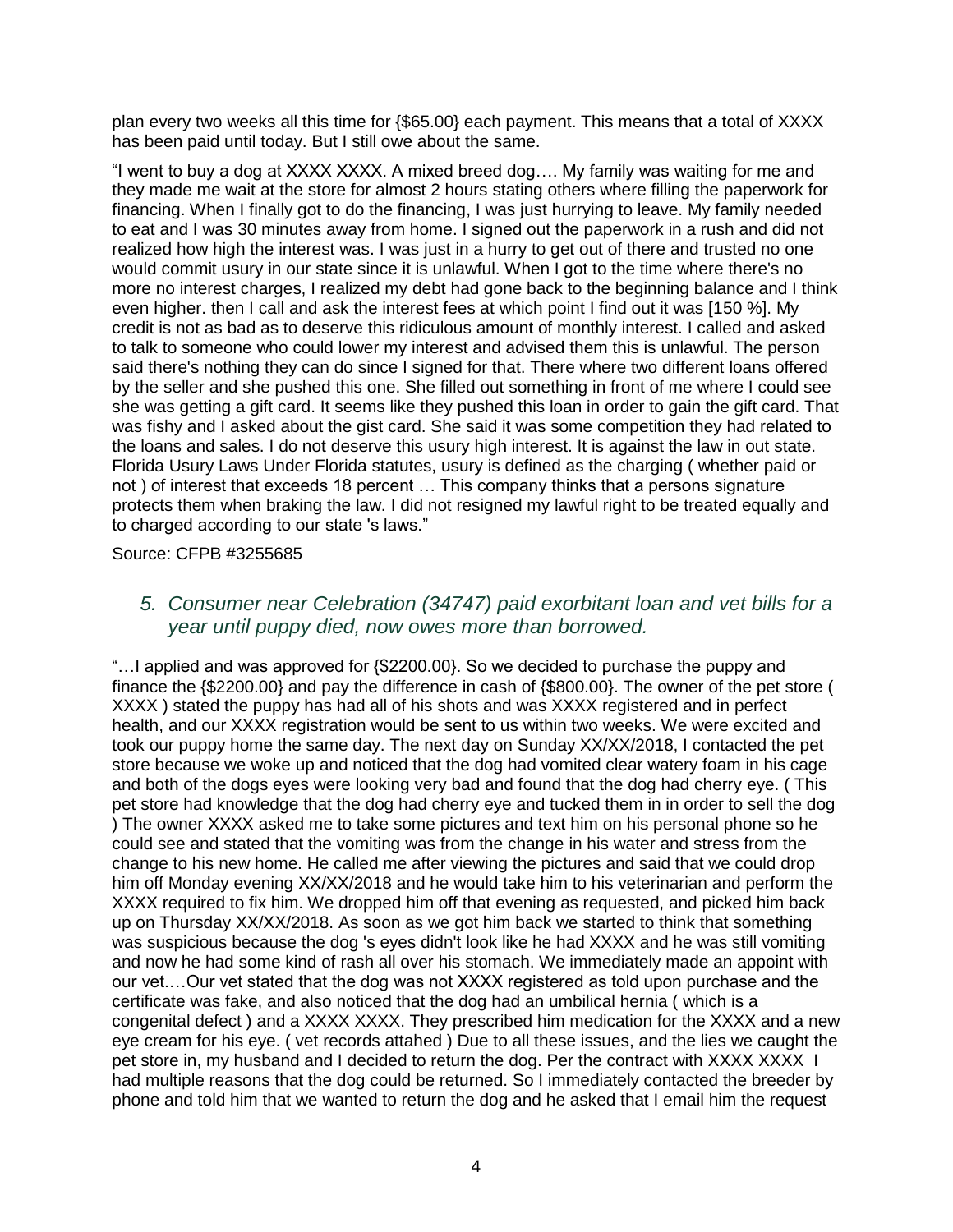plan every two weeks all this time for {$65.00} each payment. This means that a total of XXXX has been paid until today. But I still owe about the same.

"I went to buy a dog at XXXX XXXX. A mixed breed dog…. My family was waiting for me and they made me wait at the store for almost 2 hours stating others where filling the paperwork for financing. When I finally got to do the financing, I was just hurrying to leave. My family needed to eat and I was 30 minutes away from home. I signed out the paperwork in a rush and did not realized how high the interest was. I was just in a hurry to get out of there and trusted no one would commit usury in our state since it is unlawful. When I got to the time where there's no more no interest charges, I realized my debt had gone back to the beginning balance and I think even higher. then I call and ask the interest fees at which point I find out it was [150 %]. My credit is not as bad as to deserve this ridiculous amount of monthly interest. I called and asked to talk to someone who could lower my interest and advised them this is unlawful. The person said there's nothing they can do since I signed for that. There where two different loans offered by the seller and she pushed this one. She filled out something in front of me where I could see she was getting a gift card. It seems like they pushed this loan in order to gain the gift card. That was fishy and I asked about the gist card. She said it was some competition they had related to the loans and sales. I do not deserve this usury high interest. It is against the law in out state. Florida Usury Laws Under Florida statutes, usury is defined as the charging ( whether paid or not ) of interest that exceeds 18 percent … This company thinks that a persons signature protects them when braking the law. I did not resigned my lawful right to be treated equally and to charged according to our state 's laws."

Source: CFPB #3255685

### *5. Consumer near Celebration (34747) paid exorbitant loan and vet bills for a year until puppy died, now owes more than borrowed.*

"…I applied and was approved for {$2200.00}. So we decided to purchase the puppy and finance the {$2200.00} and pay the difference in cash of {$800.00}. The owner of the pet store ( XXXX ) stated the puppy has had all of his shots and was XXXX registered and in perfect health, and our XXXX registration would be sent to us within two weeks. We were excited and took our puppy home the same day. The next day on Sunday XX/XX/2018, I contacted the pet store because we woke up and noticed that the dog had vomited clear watery foam in his cage and both of the dogs eyes were looking very bad and found that the dog had cherry eye. ( This pet store had knowledge that the dog had cherry eye and tucked them in in order to sell the dog ) The owner XXXX asked me to take some pictures and text him on his personal phone so he could see and stated that the vomiting was from the change in his water and stress from the change to his new home. He called me after viewing the pictures and said that we could drop him off Monday evening XX/XX/2018 and he would take him to his veterinarian and perform the XXXX required to fix him. We dropped him off that evening as requested, and picked him back up on Thursday XX/XX/2018. As soon as we got him back we started to think that something was suspicious because the dog 's eyes didn't look like he had XXXX and he was still vomiting and now he had some kind of rash all over his stomach. We immediately made an appoint with our vet.…Our vet stated that the dog was not XXXX registered as told upon purchase and the certificate was fake, and also noticed that the dog had an umbilical hernia ( which is a congenital defect ) and a XXXX XXXX. They prescribed him medication for the XXXX and a new eye cream for his eye. ( vet records attahed ) Due to all these issues, and the lies we caught the pet store in, my husband and I decided to return the dog. Per the contract with XXXX XXXX I had multiple reasons that the dog could be returned. So I immediately contacted the breeder by phone and told him that we wanted to return the dog and he asked that I email him the request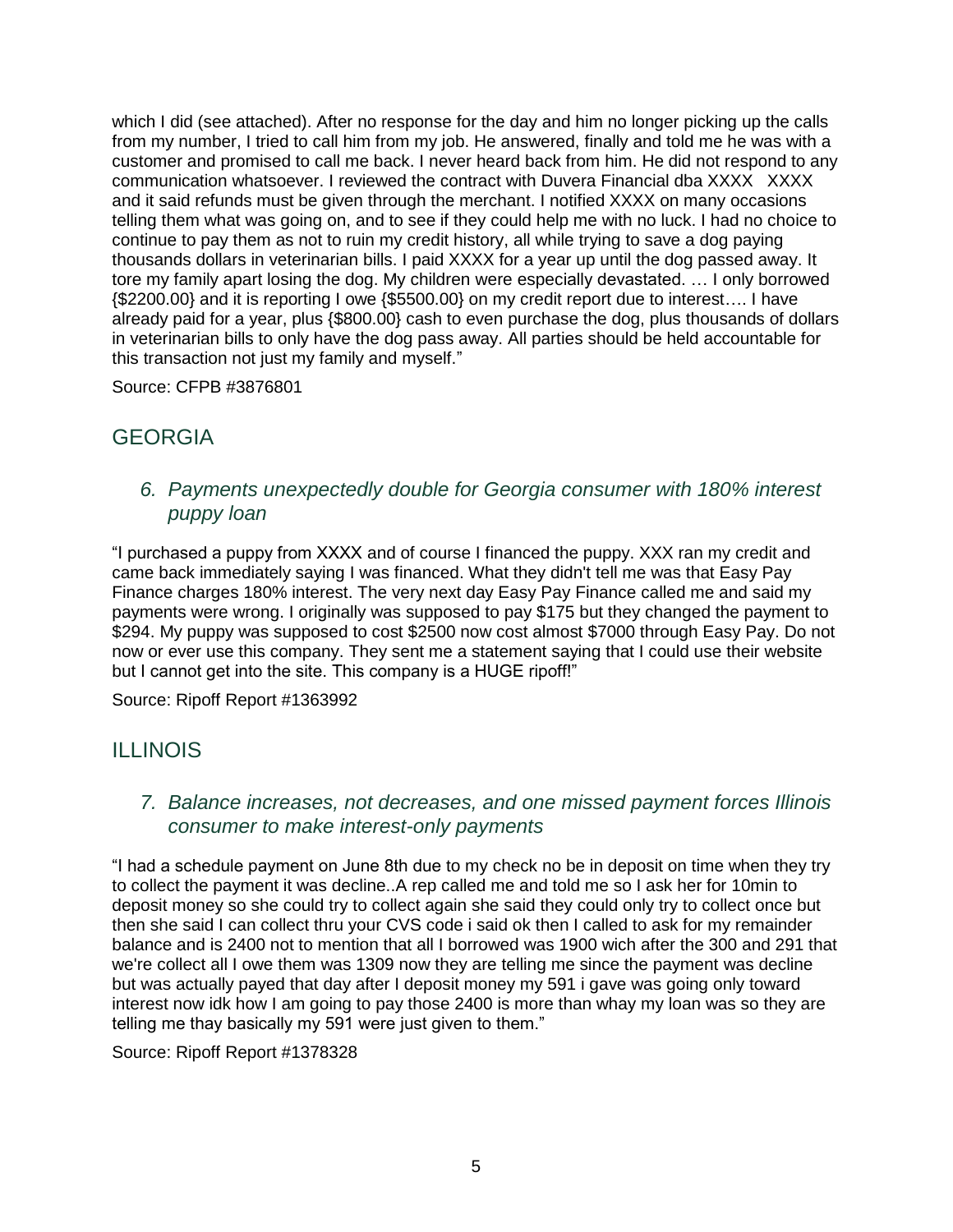which I did (see attached). After no response for the day and him no longer picking up the calls from my number, I tried to call him from my job. He answered, finally and told me he was with a customer and promised to call me back. I never heard back from him. He did not respond to any communication whatsoever. I reviewed the contract with Duvera Financial dba XXXX XXXX and it said refunds must be given through the merchant. I notified XXXX on many occasions telling them what was going on, and to see if they could help me with no luck. I had no choice to continue to pay them as not to ruin my credit history, all while trying to save a dog paying thousands dollars in veterinarian bills. I paid XXXX for a year up until the dog passed away. It tore my family apart losing the dog. My children were especially devastated. … I only borrowed {$2200.00} and it is reporting I owe {$5500.00} on my credit report due to interest…. I have already paid for a year, plus {$800.00} cash to even purchase the dog, plus thousands of dollars in veterinarian bills to only have the dog pass away. All parties should be held accountable for this transaction not just my family and myself."

Source: CFPB #3876801

## GEORGIA

### *6. Payments unexpectedly double for Georgia consumer with 180% interest puppy loan*

"I purchased a puppy from XXXX and of course I financed the puppy. XXX ran my credit and came back immediately saying I was financed. What they didn't tell me was that Easy Pay Finance charges 180% interest. The very next day Easy Pay Finance called me and said my payments were wrong. I originally was supposed to pay $175 but they changed the payment to $294. My puppy was supposed to cost $2500 now cost almost $7000 through Easy Pay. Do not now or ever use this company. They sent me a statement saying that I could use their website but I cannot get into the site. This company is a HUGE ripoff!"

Source: Ripoff Report #1363992

## ILLINOIS

### *7. Balance increases, not decreases, and one missed payment forces Illinois consumer to make interest-only payments*

"I had a schedule payment on June 8th due to my check no be in deposit on time when they try to collect the payment it was decline..A rep called me and told me so I ask her for 10min to deposit money so she could try to collect again she said they could only try to collect once but then she said I can collect thru your CVS code i said ok then I called to ask for my remainder balance and is 2400 not to mention that all I borrowed was 1900 wich after the 300 and 291 that we're collect all I owe them was 1309 now they are telling me since the payment was decline but was actually payed that day after I deposit money my 591 i gave was going only toward interest now idk how I am going to pay those 2400 is more than whay my loan was so they are telling me thay basically my 591 were just given to them."

Source: Ripoff Report #1378328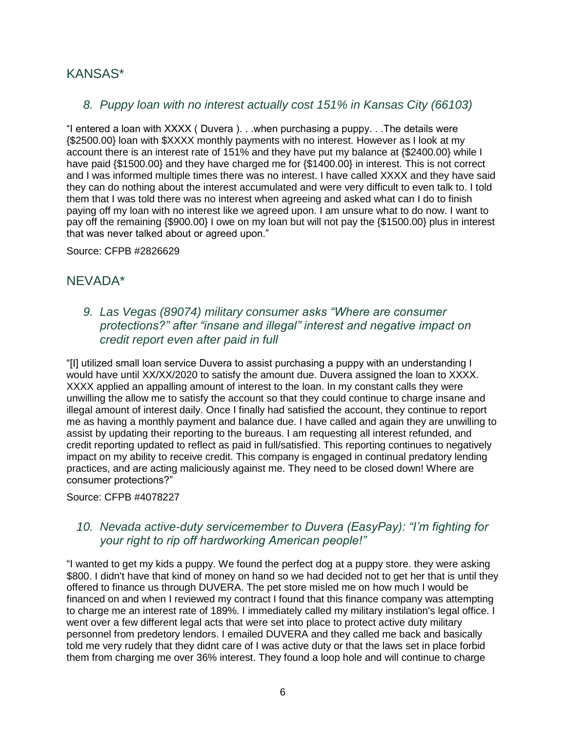## KANSAS*

### 8. *Puppy loan with no interest actually cost 151% in Kansas City (66103)*

"I entered a loan with XXXX ( Duvera ). . .when purchasing a puppy. . .The details were {$2500.00} loan with $XXXX monthly payments with no interest. However as I look at my account there is an interest rate of 151% and they have put my balance at {$2400.00} while I have paid {$1500.00} and they have charged me for {$1400.00} in interest. This is not correct and I was informed multiple times there was no interest. I have called XXXX and they have said they can do nothing about the interest accumulated and were very difficult to even talk to. I told them that I was told there was no interest when agreeing and asked what can I do to finish paying off my loan with no interest like we agreed upon. I am unsure what to do now. I want to pay off the remaining {$900.00} I owe on my loan but will not pay the {$1500.00} plus in interest that was never talked about or agreed upon."

Source: CFPB #2826629

## NEVADA*

### 9. *Las Vegas (89074) military consumer asks "Where are consumer protections?" after "insane and illegal" interest and negative impact on credit report even after paid in full*

"[I] utilized small loan service Duvera to assist purchasing a puppy with an understanding I would have until XX/XX/2020 to satisfy the amount due. Duvera assigned the loan to XXXX. XXXX applied an appalling amount of interest to the loan. In my constant calls they were unwilling the allow me to satisfy the account so that they could continue to charge insane and illegal amount of interest daily. Once I finally had satisfied the account, they continue to report me as having a monthly payment and balance due. I have called and again they are unwilling to assist by updating their reporting to the bureaus. I am requesting all interest refunded, and credit reporting updated to reflect as paid in full/satisfied. This reporting continues to negatively impact on my ability to receive credit. This company is engaged in continual predatory lending practices, and are acting maliciously against me. They need to be closed down! Where are consumer protections?"

Source: CFPB #4078227

### 10. *Nevada active-duty servicemember to Duvera (EasyPay): "I'm fighting for your right to rip off hardworking American people!"*

"I wanted to get my kids a puppy. We found the perfect dog at a puppy store. they were asking $800. I didn't have that kind of money on hand so we had decided not to get her that is until they offered to finance us through DUVERA. The pet store misled me on how much I would be financed on and when I reviewed my contract I found that this finance company was attempting to charge me an interest rate of 189%. I immediately called my military instilation's legal office. I went over a few different legal acts that were set into place to protect active duty military personnel from predetory lendors. I emailed DUVERA and they called me back and basically told me very rudely that they didnt care of I was active duty or that the laws set in place forbid them from charging me over 36% interest. They found a loop hole and will continue to charge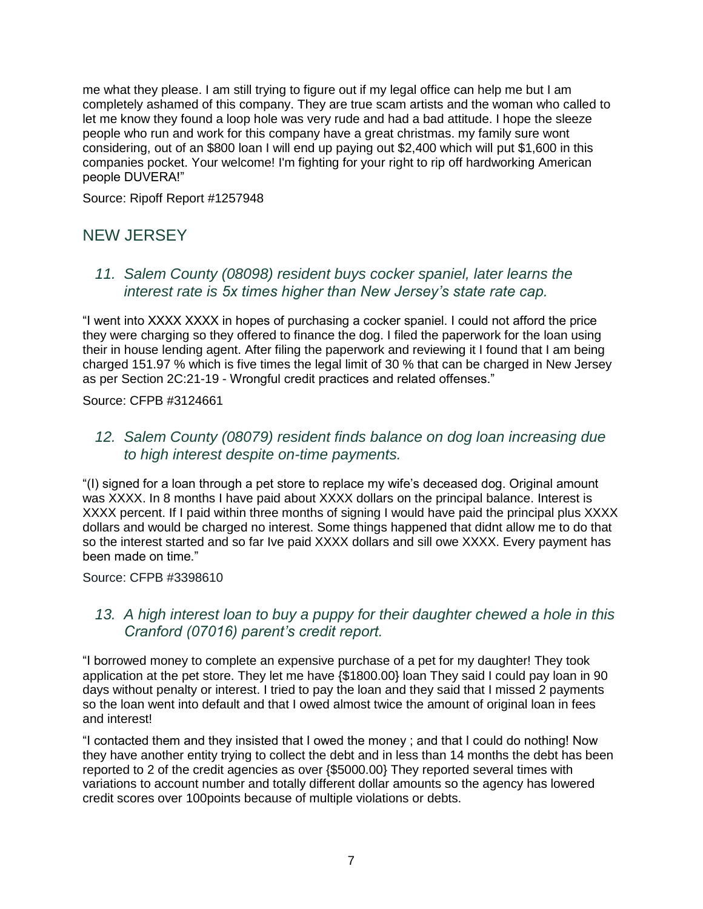me what they please. I am still trying to figure out if my legal office can help me but I am completely ashamed of this company. They are true scam artists and the woman who called to let me know they found a loop hole was very rude and had a bad attitude. I hope the sleeze people who run and work for this company have a great christmas. my family sure wont considering, out of an $800 loan I will end up paying out $2,400 which will put $1,600 in this companies pocket. Your welcome! I'm fighting for your right to rip off hardworking American people DUVERA!"

Source: Ripoff Report #1257948

## NEW JERSEY

### *11. Salem County (08098) resident buys cocker spaniel, later learns the interest rate is 5x times higher than New Jersey's state rate cap.*

"I went into XXXX XXXX in hopes of purchasing a cocker spaniel. I could not afford the price they were charging so they offered to finance the dog. I filed the paperwork for the loan using their in house lending agent. After filing the paperwork and reviewing it I found that I am being charged 151.97 % which is five times the legal limit of 30 % that can be charged in New Jersey as per Section 2C:21-19 - Wrongful credit practices and related offenses."

Source: CFPB #3124661

### *12. Salem County (08079) resident finds balance on dog loan increasing due to high interest despite on-time payments.*

"(I) signed for a loan through a pet store to replace my wife's deceased dog. Original amount was XXXX. In 8 months I have paid about XXXX dollars on the principal balance. Interest is XXXX percent. If I paid within three months of signing I would have paid the principal plus XXXX dollars and would be charged no interest. Some things happened that didnt allow me to do that so the interest started and so far Ive paid XXXX dollars and sill owe XXXX. Every payment has been made on time."

Source: CFPB #3398610

### *13. A high interest loan to buy a puppy for their daughter chewed a hole in this Cranford (07016) parent's credit report.*

"I borrowed money to complete an expensive purchase of a pet for my daughter! They took application at the pet store. They let me have {$1800.00} loan They said I could pay loan in 90 days without penalty or interest. I tried to pay the loan and they said that I missed 2 payments so the loan went into default and that I owed almost twice the amount of original loan in fees and interest!

"I contacted them and they insisted that I owed the money ; and that I could do nothing! Now they have another entity trying to collect the debt and in less than 14 months the debt has been reported to 2 of the credit agencies as over {$5000.00} They reported several times with variations to account number and totally different dollar amounts so the agency has lowered credit scores over 100points because of multiple violations or debts.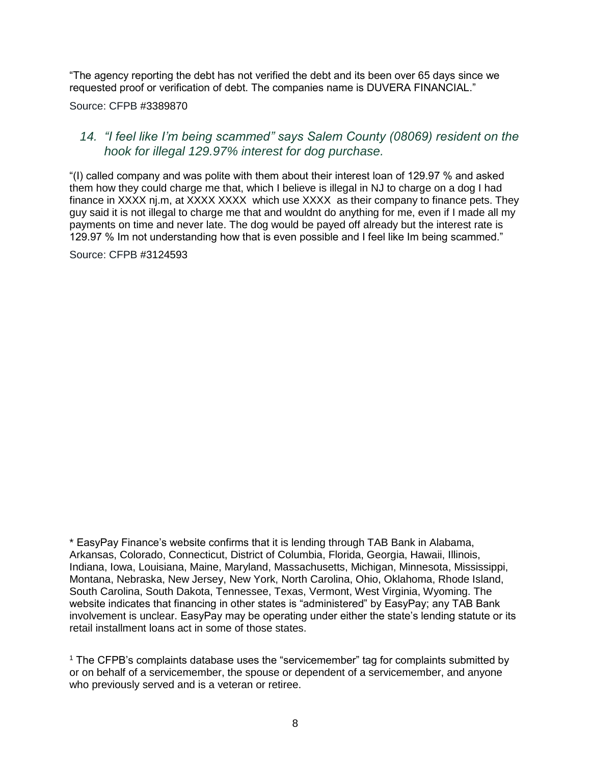"The agency reporting the debt has not verified the debt and its been over 65 days since we requested proof or verification of debt. The companies name is DUVERA FINANCIAL."

Source: CFPB #3389870

### *14. "I feel like I'm being scammed" says Salem County (08069) resident on the hook for illegal 129.97% interest for dog purchase.*

"(I) called company and was polite with them about their interest loan of 129.97 % and asked them how they could charge me that, which I believe is illegal in NJ to charge on a dog I had finance in XXXX nj.m, at XXXX XXXX which use XXXX as their company to finance pets. They guy said it is not illegal to charge me that and wouldnt do anything for me, even if I made all my payments on time and never late. The dog would be payed off already but the interest rate is 129.97 % Im not understanding how that is even possible and I feel like Im being scammed."

Source: CFPB #3124593

* EasyPay Finance's website confirms that it is lending through TAB Bank in Alabama, Arkansas, Colorado, Connecticut, District of Columbia, Florida, Georgia, Hawaii, Illinois, Indiana, Iowa, Louisiana, Maine, Maryland, Massachusetts, Michigan, Minnesota, Mississippi, Montana, Nebraska, New Jersey, New York, North Carolina, Ohio, Oklahoma, Rhode Island, South Carolina, South Dakota, Tennessee, Texas, Vermont, West Virginia, Wyoming. The website indicates that financing in other states is "administered" by EasyPay; any TAB Bank involvement is unclear. EasyPay may be operating under either the state's lending statute or its retail installment loans act in some of those states.

[1] The CFPB's complaints database uses the "servicemember" tag for complaints submitted by or on behalf of a servicemember, the spouse or dependent of a servicemember, and anyone who previously served and is a veteran or retiree.